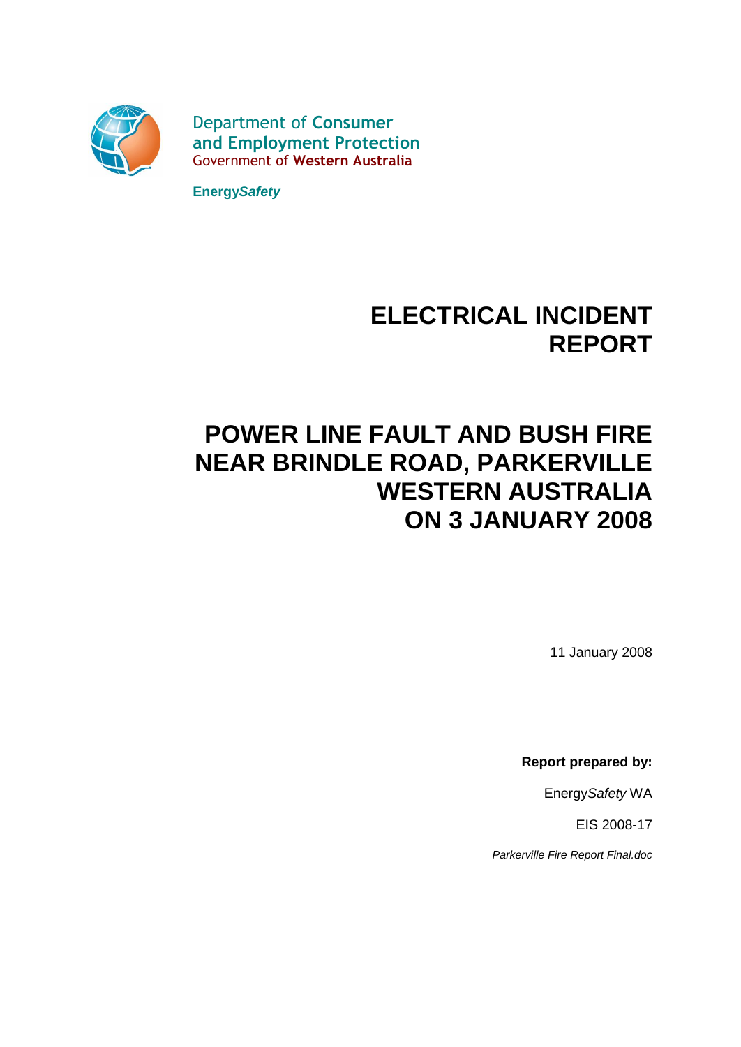Department of **Consumer and Employment Protection**
Government of **Western Australia**

**Energy*Safety***

# ELECTRICAL INCIDENT REPORT

# POWER LINE FAULT AND BUSH FIRE NEAR BRINDLE ROAD, PARKERVILLE WESTERN AUSTRALIA ON 3 JANUARY 2008

11 January 2008

**Report prepared by:**

Energy*Safety* WA

EIS 2008-17

*Parkerville Fire Report Final.doc*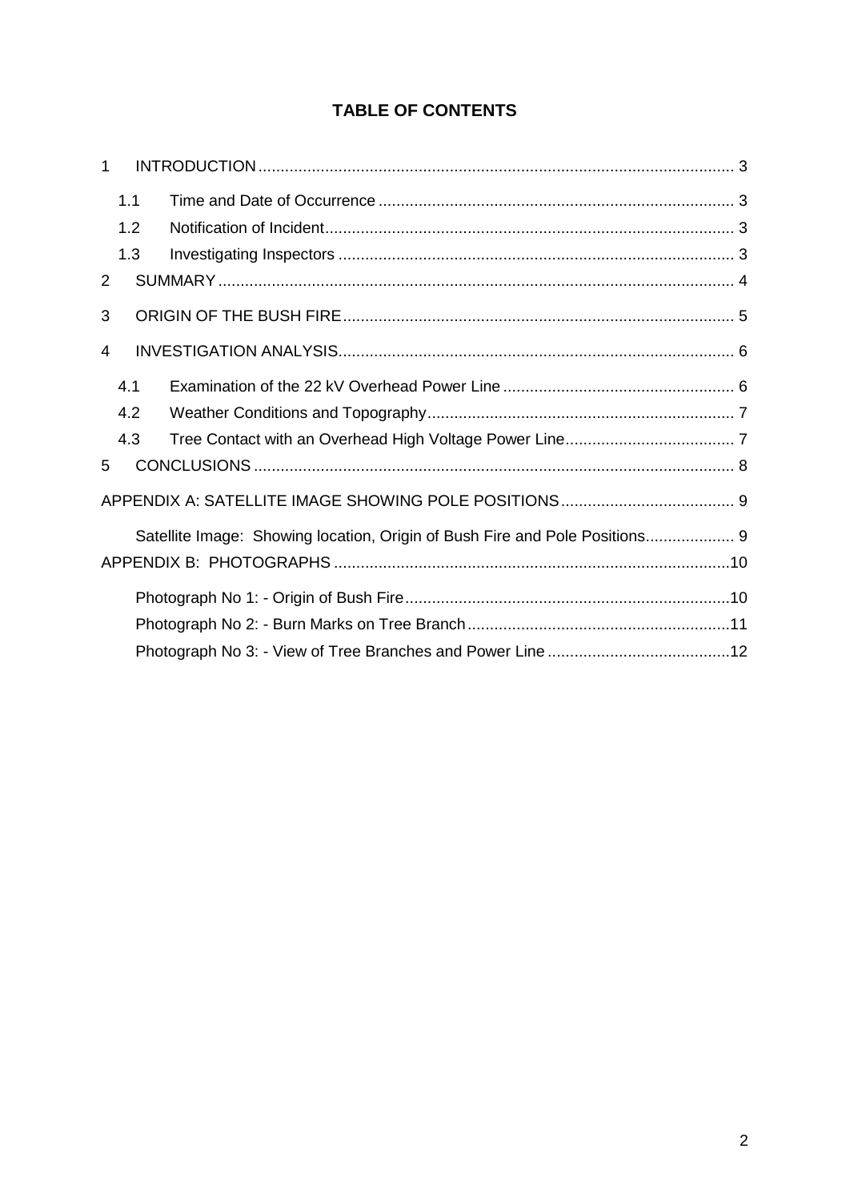# TABLE OF CONTENTS

1 INTRODUCTION ... 3

- 1.1 Time and Date of Occurrence ... 3
- 1.2 Notification of Incident ... 3
- 1.3 Investigating Inspectors ... 3

2 SUMMARY ... 4

3 ORIGIN OF THE BUSH FIRE ... 5

4 INVESTIGATION ANALYSIS ... 6

- 4.1 Examination of the 22 kV Overhead Power Line ... 6
- 4.2 Weather Conditions and Topography ... 7
- 4.3 Tree Contact with an Overhead High Voltage Power Line ... 7

5 CONCLUSIONS ... 8

APPENDIX A: SATELLITE IMAGE SHOWING POLE POSITIONS ... 9

- Satellite Image: Showing location, Origin of Bush Fire and Pole Positions ... 9

APPENDIX B: PHOTOGRAPHS ... 10

- Photograph No 1: - Origin of Bush Fire ... 10
- Photograph No 2: - Burn Marks on Tree Branch ... 11
- Photograph No 3: - View of Tree Branches and Power Line ... 12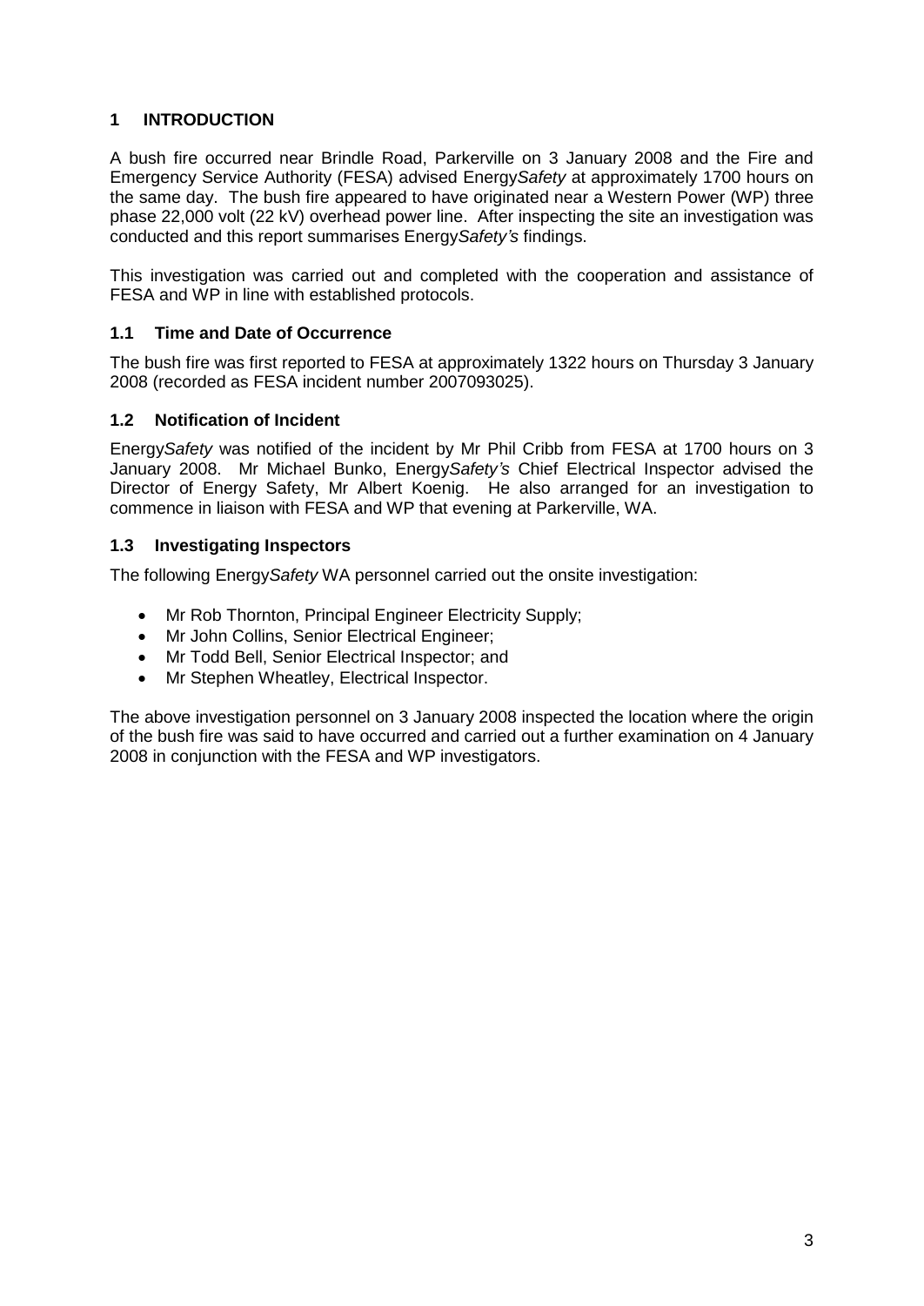# 1 INTRODUCTION

A bush fire occurred near Brindle Road, Parkerville on 3 January 2008 and the Fire and Emergency Service Authority (FESA) advised Energy*Safety* at approximately 1700 hours on the same day. The bush fire appeared to have originated near a Western Power (WP) three phase 22,000 volt (22 kV) overhead power line. After inspecting the site an investigation was conducted and this report summarises Energy*Safety's* findings.

This investigation was carried out and completed with the cooperation and assistance of FESA and WP in line with established protocols.

## 1.1 Time and Date of Occurrence

The bush fire was first reported to FESA at approximately 1322 hours on Thursday 3 January 2008 (recorded as FESA incident number 2007093025).

## 1.2 Notification of Incident

Energy*Safety* was notified of the incident by Mr Phil Cribb from FESA at 1700 hours on 3 January 2008. Mr Michael Bunko, Energy*Safety's* Chief Electrical Inspector advised the Director of Energy Safety, Mr Albert Koenig. He also arranged for an investigation to commence in liaison with FESA and WP that evening at Parkerville, WA.

## 1.3 Investigating Inspectors

The following Energy*Safety* WA personnel carried out the onsite investigation:

- Mr Rob Thornton, Principal Engineer Electricity Supply;
- Mr John Collins, Senior Electrical Engineer;
- Mr Todd Bell, Senior Electrical Inspector; and
- Mr Stephen Wheatley, Electrical Inspector.

The above investigation personnel on 3 January 2008 inspected the location where the origin of the bush fire was said to have occurred and carried out a further examination on 4 January 2008 in conjunction with the FESA and WP investigators.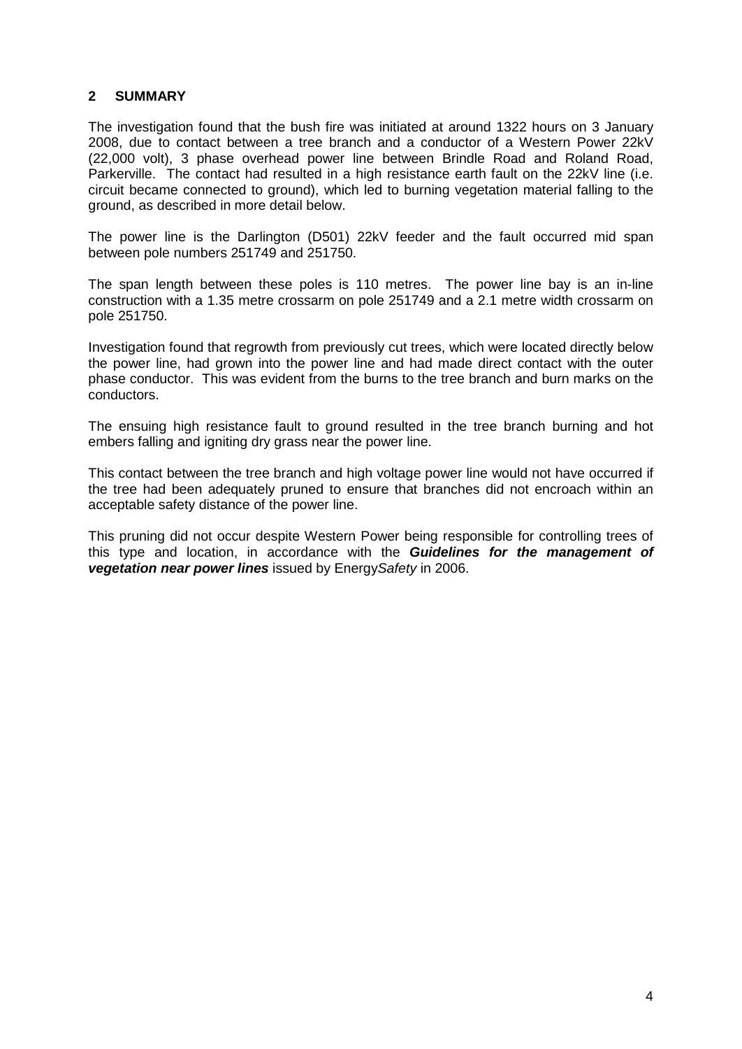## 2 SUMMARY

The investigation found that the bush fire was initiated at around 1322 hours on 3 January 2008, due to contact between a tree branch and a conductor of a Western Power 22kV (22,000 volt), 3 phase overhead power line between Brindle Road and Roland Road, Parkerville. The contact had resulted in a high resistance earth fault on the 22kV line (i.e. circuit became connected to ground), which led to burning vegetation material falling to the ground, as described in more detail below.

The power line is the Darlington (D501) 22kV feeder and the fault occurred mid span between pole numbers 251749 and 251750.

The span length between these poles is 110 metres. The power line bay is an in-line construction with a 1.35 metre crossarm on pole 251749 and a 2.1 metre width crossarm on pole 251750.

Investigation found that regrowth from previously cut trees, which were located directly below the power line, had grown into the power line and had made direct contact with the outer phase conductor. This was evident from the burns to the tree branch and burn marks on the conductors.

The ensuing high resistance fault to ground resulted in the tree branch burning and hot embers falling and igniting dry grass near the power line.

This contact between the tree branch and high voltage power line would not have occurred if the tree had been adequately pruned to ensure that branches did not encroach within an acceptable safety distance of the power line.

This pruning did not occur despite Western Power being responsible for controlling trees of this type and location, in accordance with the ***Guidelines for the management of vegetation near power lines*** issued by Energy*Safety* in 2006.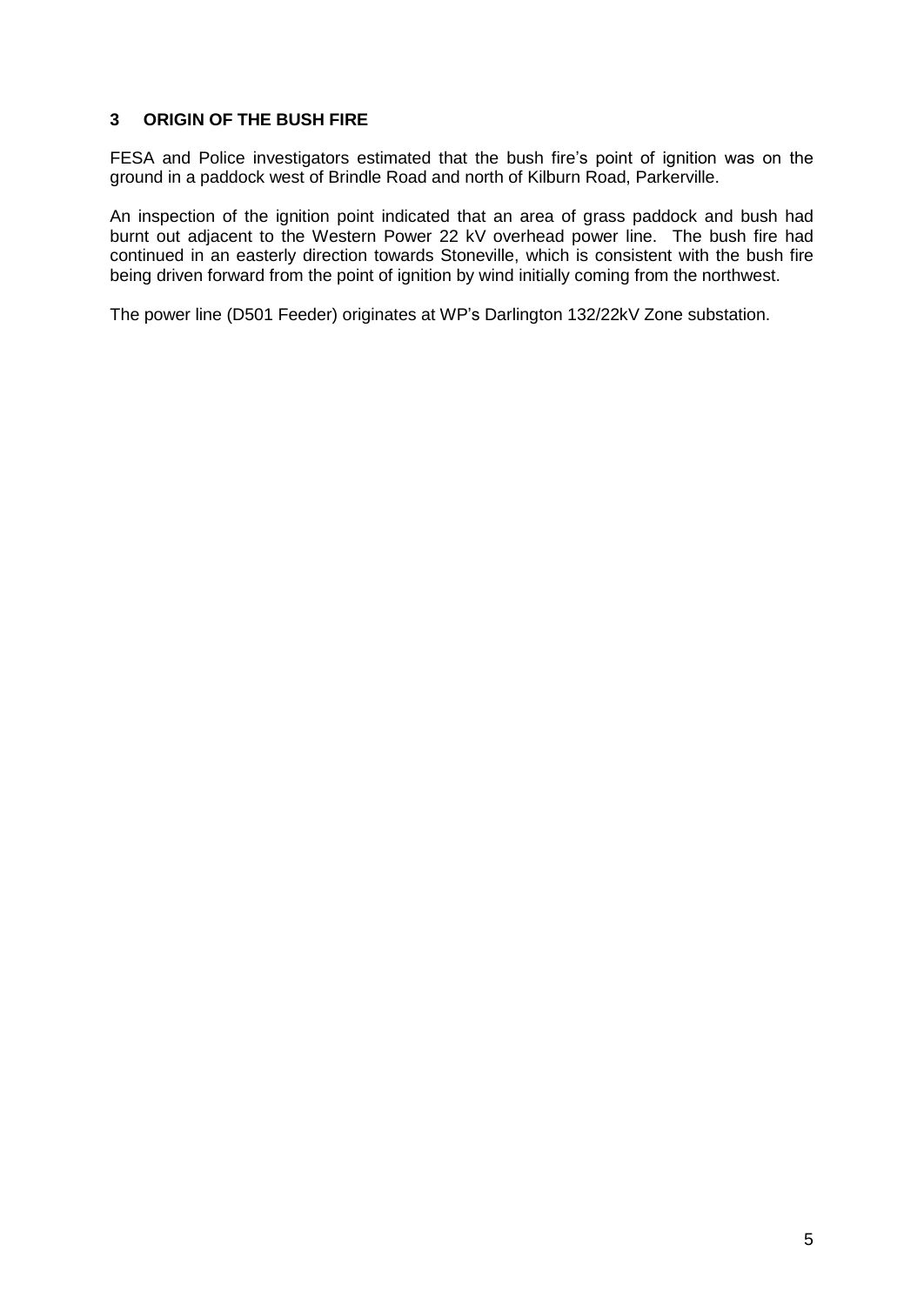## 3 ORIGIN OF THE BUSH FIRE

FESA and Police investigators estimated that the bush fire's point of ignition was on the ground in a paddock west of Brindle Road and north of Kilburn Road, Parkerville.

An inspection of the ignition point indicated that an area of grass paddock and bush had burnt out adjacent to the Western Power 22 kV overhead power line. The bush fire had continued in an easterly direction towards Stoneville, which is consistent with the bush fire being driven forward from the point of ignition by wind initially coming from the northwest.

The power line (D501 Feeder) originates at WP's Darlington 132/22kV Zone substation.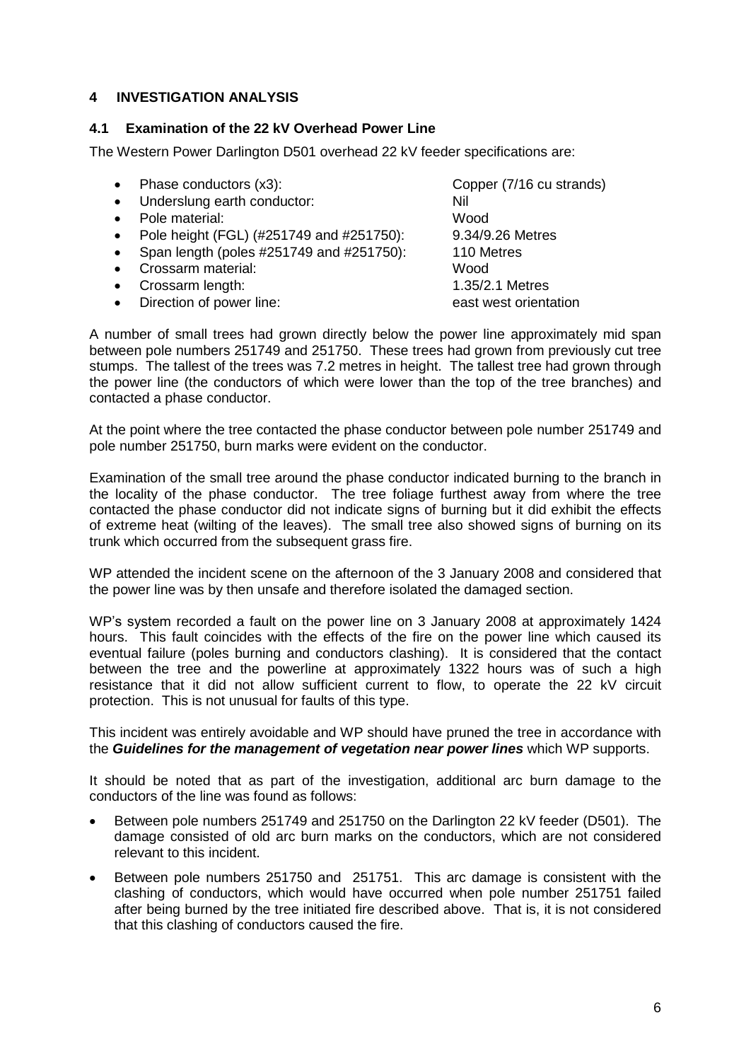## 4 INVESTIGATION ANALYSIS

### 4.1 Examination of the 22 kV Overhead Power Line

The Western Power Darlington D501 overhead 22 kV feeder specifications are:

- Phase conductors (x3): Copper (7/16 cu strands)
- Underslung earth conductor: Nil
- Pole material: Wood
- Pole height (FGL) (#251749 and #251750): 9.34/9.26 Metres
- Span length (poles #251749 and #251750): 110 Metres
- Crossarm material: Wood
- Crossarm length: 1.35/2.1 Metres
- Direction of power line: east west orientation

A number of small trees had grown directly below the power line approximately mid span between pole numbers 251749 and 251750. These trees had grown from previously cut tree stumps. The tallest of the trees was 7.2 metres in height. The tallest tree had grown through the power line (the conductors of which were lower than the top of the tree branches) and contacted a phase conductor.

At the point where the tree contacted the phase conductor between pole number 251749 and pole number 251750, burn marks were evident on the conductor.

Examination of the small tree around the phase conductor indicated burning to the branch in the locality of the phase conductor. The tree foliage furthest away from where the tree contacted the phase conductor did not indicate signs of burning but it did exhibit the effects of extreme heat (wilting of the leaves). The small tree also showed signs of burning on its trunk which occurred from the subsequent grass fire.

WP attended the incident scene on the afternoon of the 3 January 2008 and considered that the power line was by then unsafe and therefore isolated the damaged section.

WP's system recorded a fault on the power line on 3 January 2008 at approximately 1424 hours. This fault coincides with the effects of the fire on the power line which caused its eventual failure (poles burning and conductors clashing). It is considered that the contact between the tree and the powerline at approximately 1322 hours was of such a high resistance that it did not allow sufficient current to flow, to operate the 22 kV circuit protection. This is not unusual for faults of this type.

This incident was entirely avoidable and WP should have pruned the tree in accordance with the ***Guidelines for the management of vegetation near power lines*** which WP supports.

It should be noted that as part of the investigation, additional arc burn damage to the conductors of the line was found as follows:

- Between pole numbers 251749 and 251750 on the Darlington 22 kV feeder (D501). The damage consisted of old arc burn marks on the conductors, which are not considered relevant to this incident.
- Between pole numbers 251750 and 251751. This arc damage is consistent with the clashing of conductors, which would have occurred when pole number 251751 failed after being burned by the tree initiated fire described above. That is, it is not considered that this clashing of conductors caused the fire.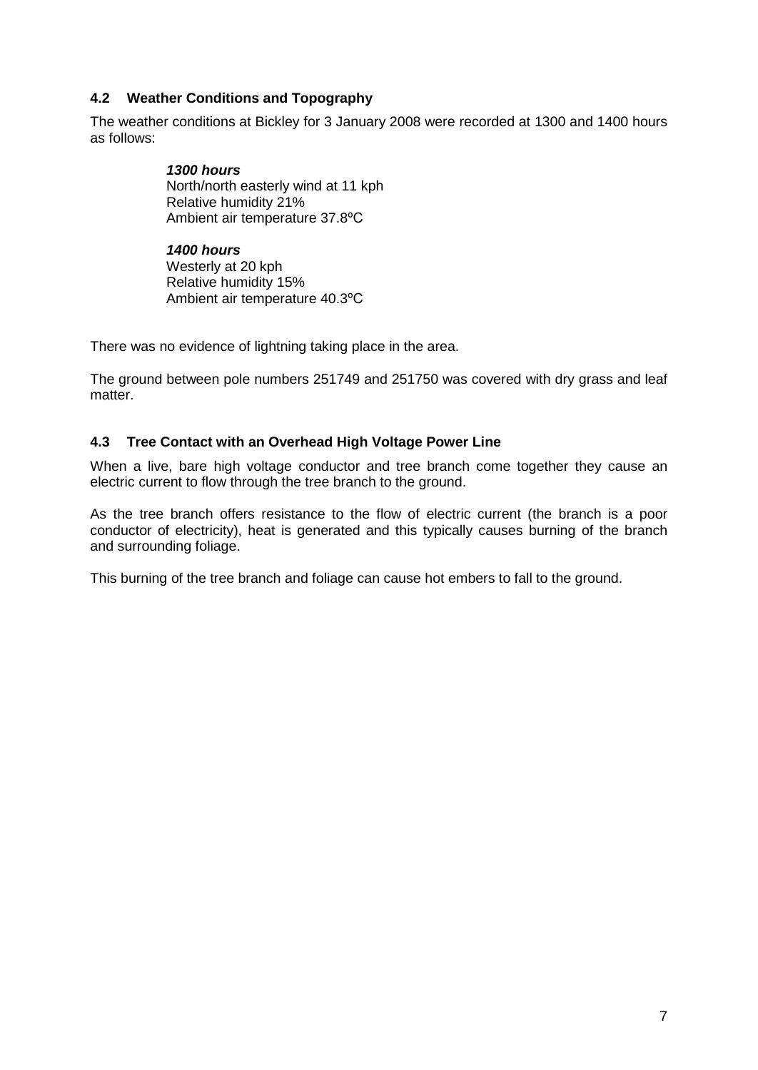### 4.2 Weather Conditions and Topography

The weather conditions at Bickley for 3 January 2008 were recorded at 1300 and 1400 hours as follows:

***1300 hours***
North/north easterly wind at 11 kph
Relative humidity 21%
Ambient air temperature 37.8ºC

***1400 hours***
Westerly at 20 kph
Relative humidity 15%
Ambient air temperature 40.3ºC

There was no evidence of lightning taking place in the area.

The ground between pole numbers 251749 and 251750 was covered with dry grass and leaf matter.

### 4.3 Tree Contact with an Overhead High Voltage Power Line

When a live, bare high voltage conductor and tree branch come together they cause an electric current to flow through the tree branch to the ground.

As the tree branch offers resistance to the flow of electric current (the branch is a poor conductor of electricity), heat is generated and this typically causes burning of the branch and surrounding foliage.

This burning of the tree branch and foliage can cause hot embers to fall to the ground.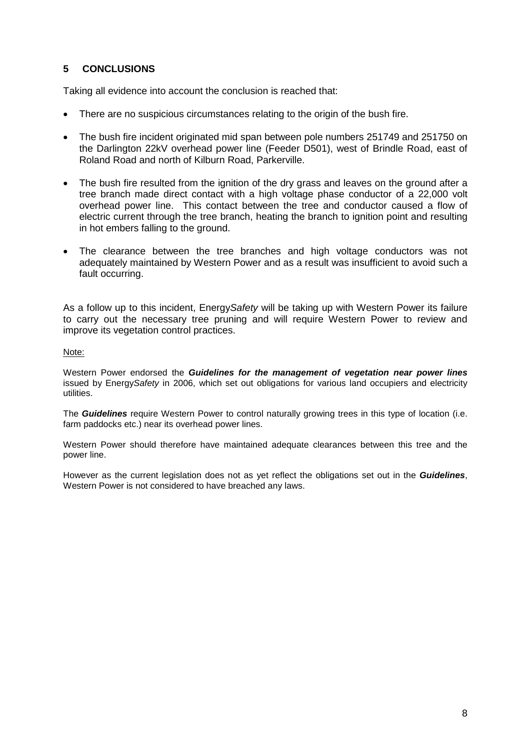## 5 CONCLUSIONS

Taking all evidence into account the conclusion is reached that:

- There are no suspicious circumstances relating to the origin of the bush fire.
- The bush fire incident originated mid span between pole numbers 251749 and 251750 on the Darlington 22kV overhead power line (Feeder D501), west of Brindle Road, east of Roland Road and north of Kilburn Road, Parkerville.
- The bush fire resulted from the ignition of the dry grass and leaves on the ground after a tree branch made direct contact with a high voltage phase conductor of a 22,000 volt overhead power line. This contact between the tree and conductor caused a flow of electric current through the tree branch, heating the branch to ignition point and resulting in hot embers falling to the ground.
- The clearance between the tree branches and high voltage conductors was not adequately maintained by Western Power and as a result was insufficient to avoid such a fault occurring.

As a follow up to this incident, Energy*Safety* will be taking up with Western Power its failure to carry out the necessary tree pruning and will require Western Power to review and improve its vegetation control practices.

Note:

Western Power endorsed the ***Guidelines for the management of vegetation near power lines*** issued by Energy*Safety* in 2006, which set out obligations for various land occupiers and electricity utilities.

The ***Guidelines*** require Western Power to control naturally growing trees in this type of location (i.e. farm paddocks etc.) near its overhead power lines.

Western Power should therefore have maintained adequate clearances between this tree and the power line.

However as the current legislation does not as yet reflect the obligations set out in the ***Guidelines***, Western Power is not considered to have breached any laws.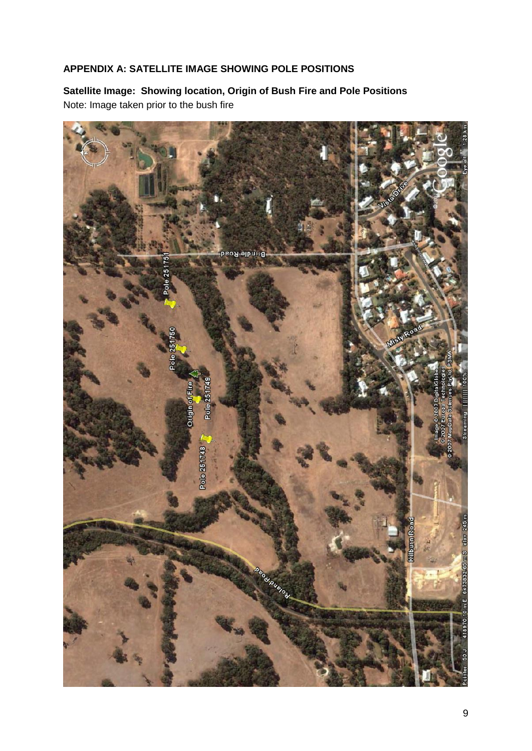## APPENDIX A: SATELLITE IMAGE SHOWING POLE POSITIONS

**Satellite Image: Showing location, Origin of Bush Fire and Pole Positions**

Note: Image taken prior to the bush fire

Pole 251751

Pole 251750

Origin of Fire

Pole 251749

Pole 251748

Brindle Road

Vista Drive

Misty Road

Kilburn Road

Roland Road

Image © 2007 DigitalGlobe
© 2007 Europa Technologies
© 2007 MapData Sciences Pty Ltd, PSMA

Pointer 50 J 418970.10 m E 6473832.65 m S elev 245 m

Streaming 100%

Eye alt 1.28 km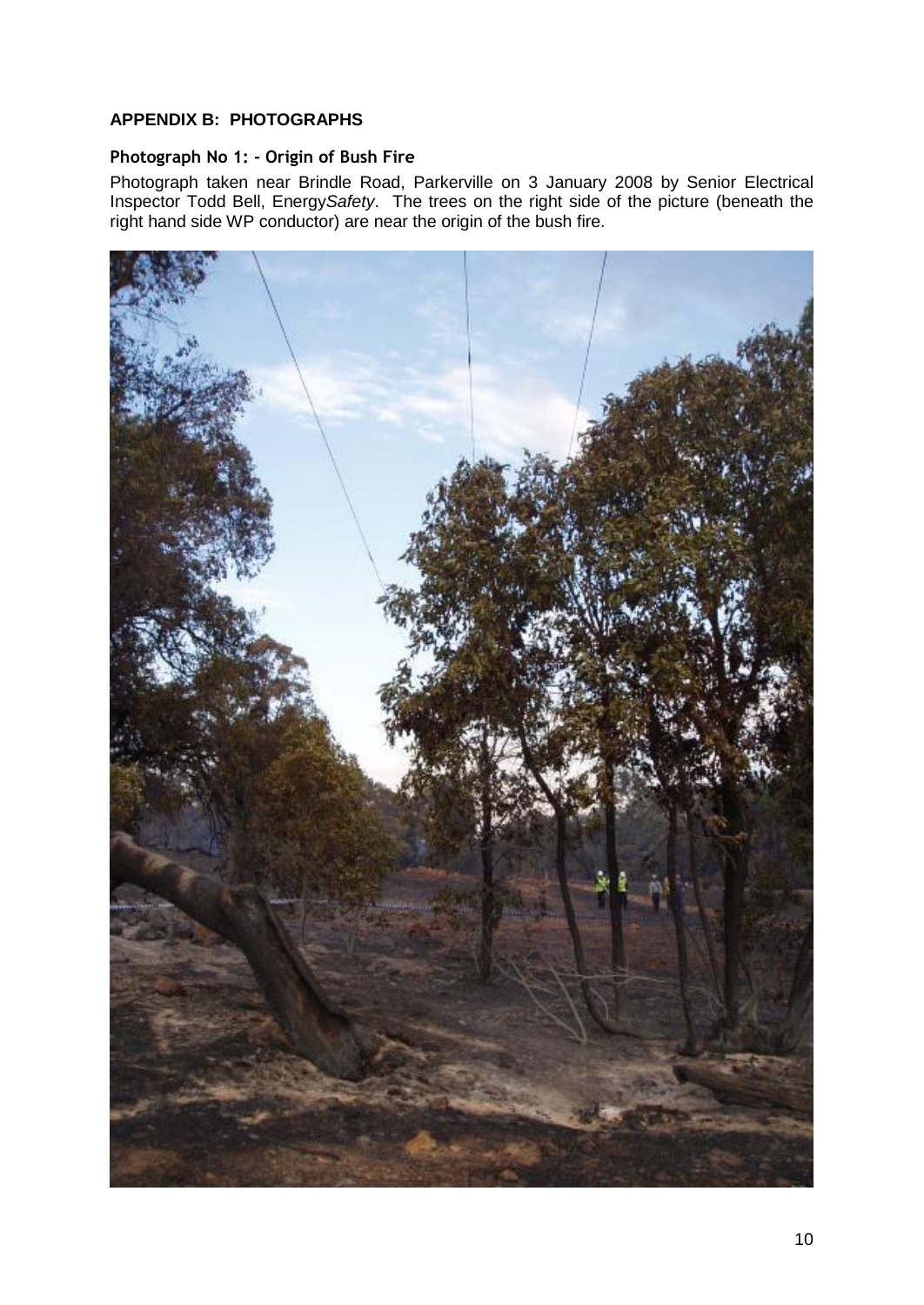## APPENDIX B: PHOTOGRAPHS

### Photograph No 1: - Origin of Bush Fire

Photograph taken near Brindle Road, Parkerville on 3 January 2008 by Senior Electrical Inspector Todd Bell, Energy*Safety*. The trees on the right side of the picture (beneath the right hand side WP conductor) are near the origin of the bush fire.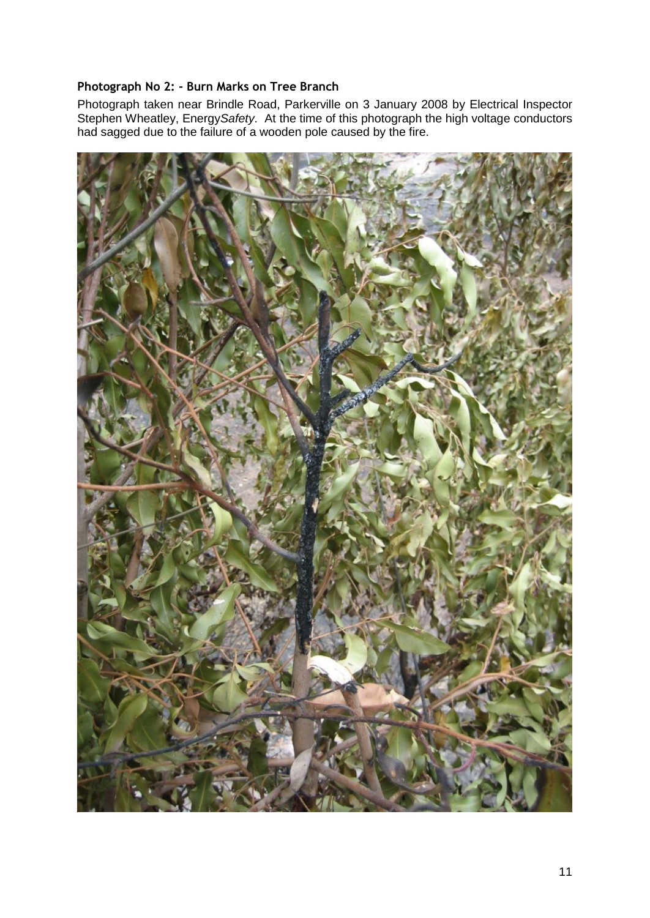**Photograph No 2: - Burn Marks on Tree Branch**

Photograph taken near Brindle Road, Parkerville on 3 January 2008 by Electrical Inspector Stephen Wheatley, Energy*Safety*. At the time of this photograph the high voltage conductors had sagged due to the failure of a wooden pole caused by the fire.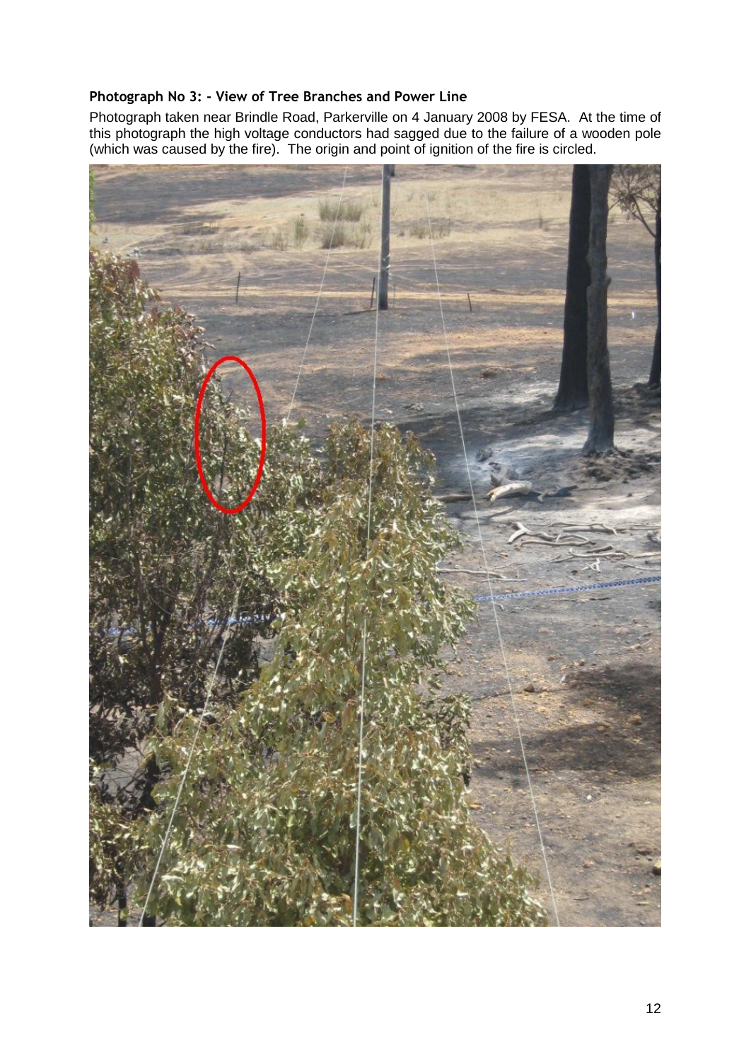**Photograph No 3: - View of Tree Branches and Power Line**

Photograph taken near Brindle Road, Parkerville on 4 January 2008 by FESA. At the time of this photograph the high voltage conductors had sagged due to the failure of a wooden pole (which was caused by the fire). The origin and point of ignition of the fire is circled.